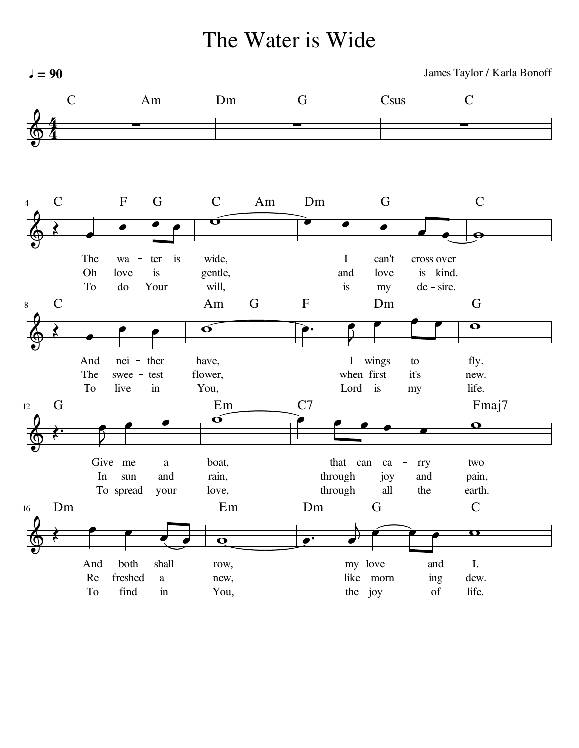# The Water is Wide

♩ = 90

James Taylor / Karla Bonoff

Chords (intro): C Am Dm G Csus C

C F G C Am Dm G C

The wa - ter is wide, I can't cross over
Oh love is gentle, and love is kind.
To do Your will, is my de - sire.

C Am G F Dm G

And nei - ther have, I wings to fly.
The swee - test flower, when first it's new.
To live in You, Lord is my life.

G Em C7 Fmaj7

Give me a boat, that can ca - rry two
In sun and rain, through joy and pain,
To spread your love, through all the earth.

Dm Em Dm G C

And both shall row, my love and I.
Re - freshed a - new, like morn - ing dew.
To find in You, the joy of life.